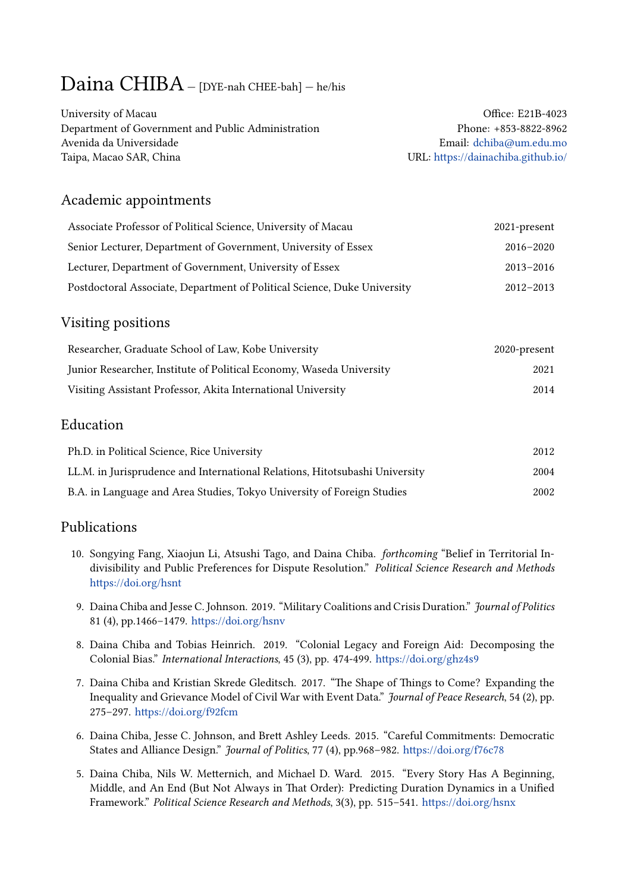# Daina CHIBA – [DYE-nah CHEE-bah] — he/his

University of Macau
Department of Government and Public Administration
Avenida da Universidade
Taipa, Macao SAR, China

Office: E21B-4023
Phone: +853-8822-8962
Email: dchiba@um.edu.mo
URL: https://dainachiba.github.io/

## Academic appointments

| | |
|---|---|
| Associate Professor of Political Science, University of Macau | 2021-present |
| Senior Lecturer, Department of Government, University of Essex | 2016–2020 |
| Lecturer, Department of Government, University of Essex | 2013–2016 |
| Postdoctoral Associate, Department of Political Science, Duke University | 2012–2013 |

## Visiting positions

| | |
|---|---|
| Researcher, Graduate School of Law, Kobe University | 2020-present |
| Junior Researcher, Institute of Political Economy, Waseda University | 2021 |
| Visiting Assistant Professor, Akita International University | 2014 |

## Education

| | |
|---|---|
| Ph.D. in Political Science, Rice University | 2012 |
| LL.M. in Jurisprudence and International Relations, Hitotsubashi University | 2004 |
| B.A. in Language and Area Studies, Tokyo University of Foreign Studies | 2002 |

## Publications

10. Songying Fang, Xiaojun Li, Atsushi Tago, and Daina Chiba. *forthcoming* "Belief in Territorial Indivisibility and Public Preferences for Dispute Resolution." *Political Science Research and Methods* https://doi.org/hsnt

9. Daina Chiba and Jesse C. Johnson. 2019. "Military Coalitions and Crisis Duration." *Journal of Politics* 81 (4), pp.1466–1479. https://doi.org/hsnv

8. Daina Chiba and Tobias Heinrich. 2019. "Colonial Legacy and Foreign Aid: Decomposing the Colonial Bias." *International Interactions*, 45 (3), pp. 474-499. https://doi.org/ghz4s9

7. Daina Chiba and Kristian Skrede Gleditsch. 2017. "The Shape of Things to Come? Expanding the Inequality and Grievance Model of Civil War with Event Data." *Journal of Peace Research*, 54 (2), pp. 275–297. https://doi.org/f92fcm

6. Daina Chiba, Jesse C. Johnson, and Brett Ashley Leeds. 2015. "Careful Commitments: Democratic States and Alliance Design." *Journal of Politics*, 77 (4), pp.968–982. https://doi.org/f76c78

5. Daina Chiba, Nils W. Metternich, and Michael D. Ward. 2015. "Every Story Has A Beginning, Middle, and An End (But Not Always in That Order): Predicting Duration Dynamics in a Unified Framework." *Political Science Research and Methods*, 3(3), pp. 515–541. https://doi.org/hsnx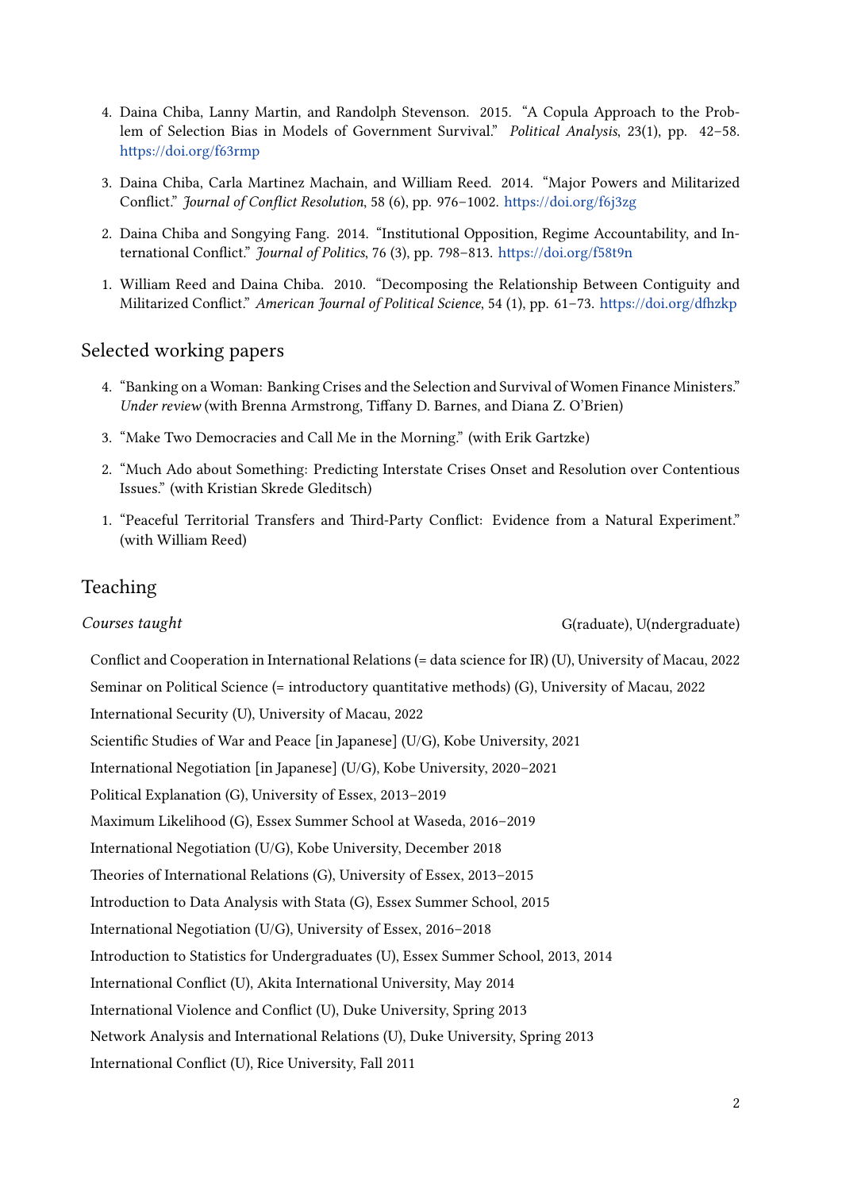4. Daina Chiba, Lanny Martin, and Randolph Stevenson. 2015. "A Copula Approach to the Problem of Selection Bias in Models of Government Survival." *Political Analysis*, 23(1), pp. 42–58. https://doi.org/f63rmp

3. Daina Chiba, Carla Martinez Machain, and William Reed. 2014. "Major Powers and Militarized Conflict." *Journal of Conflict Resolution*, 58 (6), pp. 976–1002. https://doi.org/f6j3zg

2. Daina Chiba and Songying Fang. 2014. "Institutional Opposition, Regime Accountability, and International Conflict." *Journal of Politics*, 76 (3), pp. 798–813. https://doi.org/f58t9n

1. William Reed and Daina Chiba. 2010. "Decomposing the Relationship Between Contiguity and Militarized Conflict." *American Journal of Political Science*, 54 (1), pp. 61–73. https://doi.org/dfhzkp

## Selected working papers

4. "Banking on a Woman: Banking Crises and the Selection and Survival of Women Finance Ministers." *Under review* (with Brenna Armstrong, Tiffany D. Barnes, and Diana Z. O'Brien)

3. "Make Two Democracies and Call Me in the Morning." (with Erik Gartzke)

2. "Much Ado about Something: Predicting Interstate Crises Onset and Resolution over Contentious Issues." (with Kristian Skrede Gleditsch)

1. "Peaceful Territorial Transfers and Third-Party Conflict: Evidence from a Natural Experiment." (with William Reed)

## Teaching

*Courses taught* G(raduate), U(ndergraduate)

Conflict and Cooperation in International Relations (= data science for IR) (U), University of Macau, 2022

Seminar on Political Science (= introductory quantitative methods) (G), University of Macau, 2022

International Security (U), University of Macau, 2022

Scientific Studies of War and Peace [in Japanese] (U/G), Kobe University, 2021

International Negotiation [in Japanese] (U/G), Kobe University, 2020–2021

Political Explanation (G), University of Essex, 2013–2019

Maximum Likelihood (G), Essex Summer School at Waseda, 2016–2019

International Negotiation (U/G), Kobe University, December 2018

Theories of International Relations (G), University of Essex, 2013–2015

Introduction to Data Analysis with Stata (G), Essex Summer School, 2015

International Negotiation (U/G), University of Essex, 2016–2018

Introduction to Statistics for Undergraduates (U), Essex Summer School, 2013, 2014

International Conflict (U), Akita International University, May 2014

International Violence and Conflict (U), Duke University, Spring 2013

Network Analysis and International Relations (U), Duke University, Spring 2013

International Conflict (U), Rice University, Fall 2011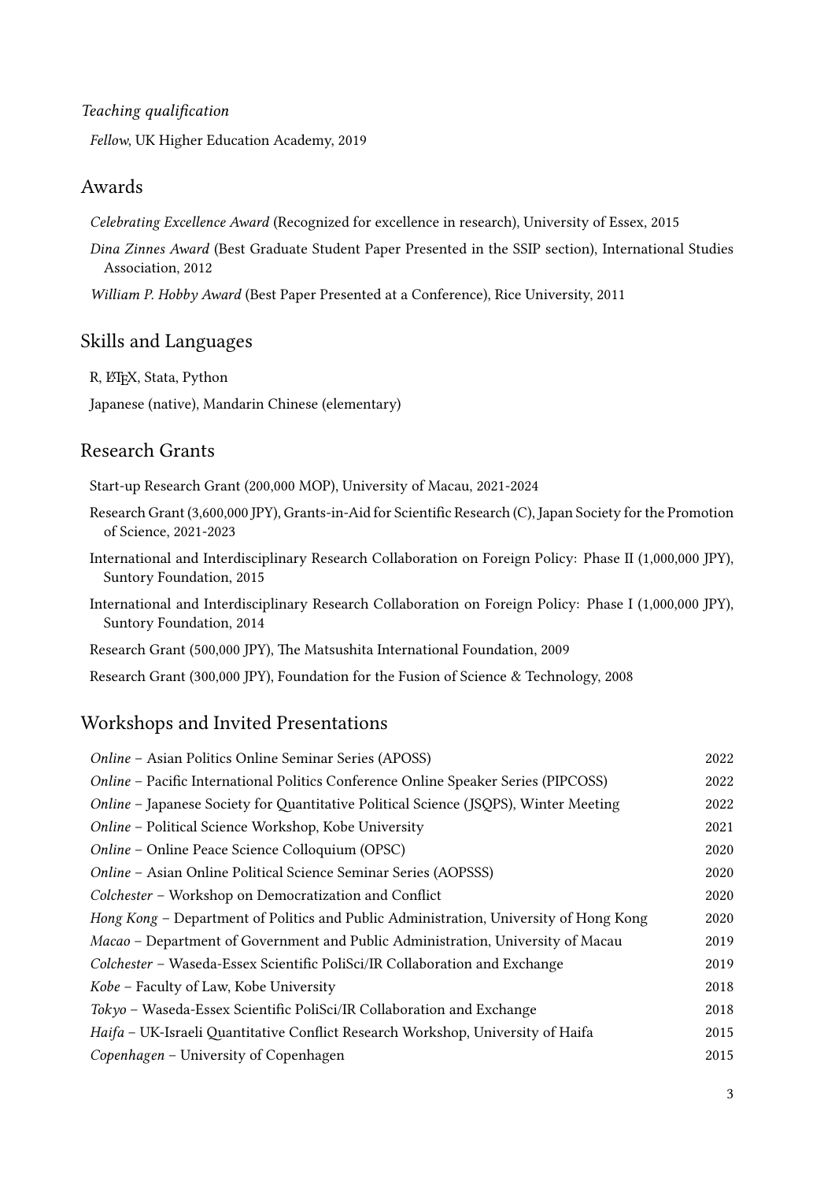*Teaching qualification*

*Fellow*, UK Higher Education Academy, 2019

## Awards

*Celebrating Excellence Award* (Recognized for excellence in research), University of Essex, 2015

*Dina Zinnes Award* (Best Graduate Student Paper Presented in the SSIP section), International Studies Association, 2012

*William P. Hobby Award* (Best Paper Presented at a Conference), Rice University, 2011

## Skills and Languages

R, LaTeX, Stata, Python

Japanese (native), Mandarin Chinese (elementary)

## Research Grants

Start-up Research Grant (200,000 MOP), University of Macau, 2021-2024

Research Grant (3,600,000 JPY), Grants-in-Aid for Scientific Research (C), Japan Society for the Promotion of Science, 2021-2023

International and Interdisciplinary Research Collaboration on Foreign Policy: Phase II (1,000,000 JPY), Suntory Foundation, 2015

International and Interdisciplinary Research Collaboration on Foreign Policy: Phase I (1,000,000 JPY), Suntory Foundation, 2014

Research Grant (500,000 JPY), The Matsushita International Foundation, 2009

Research Grant (300,000 JPY), Foundation for the Fusion of Science & Technology, 2008

## Workshops and Invited Presentations

*Online* – Asian Politics Online Seminar Series (APOSS) 2022

*Online* – Pacific International Politics Conference Online Speaker Series (PIPCOSS) 2022

*Online* – Japanese Society for Quantitative Political Science (JSQPS), Winter Meeting 2022

*Online* – Political Science Workshop, Kobe University 2021

*Online* – Online Peace Science Colloquium (OPSC) 2020

*Online* – Asian Online Political Science Seminar Series (AOPSSS) 2020

*Colchester* – Workshop on Democratization and Conflict 2020

*Hong Kong* – Department of Politics and Public Administration, University of Hong Kong 2020

*Macao* – Department of Government and Public Administration, University of Macau 2019

*Colchester* – Waseda-Essex Scientific PoliSci/IR Collaboration and Exchange 2019

*Kobe* – Faculty of Law, Kobe University 2018

*Tokyo* – Waseda-Essex Scientific PoliSci/IR Collaboration and Exchange 2018

*Haifa* – UK-Israeli Quantitative Conflict Research Workshop, University of Haifa 2015

*Copenhagen* – University of Copenhagen 2015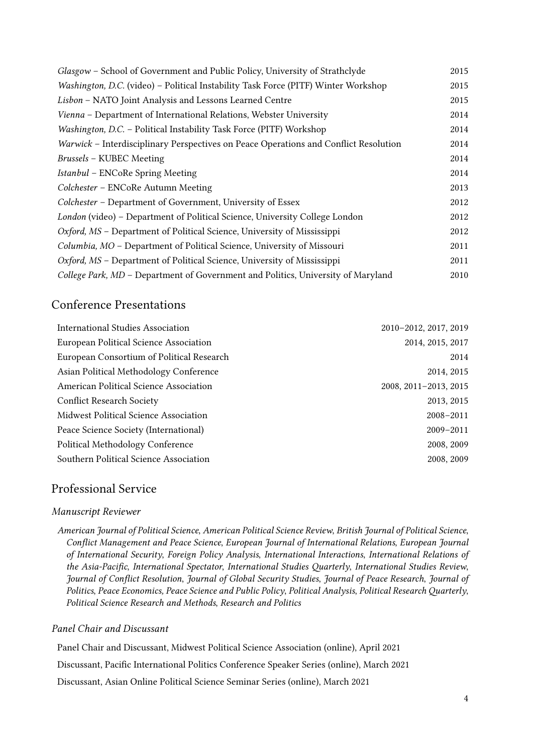| | |
|---|---|
| *Glasgow* – School of Government and Public Policy, University of Strathclyde | 2015 |
| *Washington, D.C.* (video) – Political Instability Task Force (PITF) Winter Workshop | 2015 |
| *Lisbon* – NATO Joint Analysis and Lessons Learned Centre | 2015 |
| *Vienna* – Department of International Relations, Webster University | 2014 |
| *Washington, D.C.* – Political Instability Task Force (PITF) Workshop | 2014 |
| *Warwick* – Interdisciplinary Perspectives on Peace Operations and Conflict Resolution | 2014 |
| *Brussels* – KUBEC Meeting | 2014 |
| *Istanbul* – ENCoRe Spring Meeting | 2014 |
| *Colchester* – ENCoRe Autumn Meeting | 2013 |
| *Colchester* – Department of Government, University of Essex | 2012 |
| *London* (video) – Department of Political Science, University College London | 2012 |
| *Oxford, MS* – Department of Political Science, University of Mississippi | 2012 |
| *Columbia, MO* – Department of Political Science, University of Missouri | 2011 |
| *Oxford, MS* – Department of Political Science, University of Mississippi | 2011 |
| *College Park, MD* – Department of Government and Politics, University of Maryland | 2010 |

## Conference Presentations

| | |
|---|---|
| International Studies Association | 2010–2012, 2017, 2019 |
| European Political Science Association | 2014, 2015, 2017 |
| European Consortium of Political Research | 2014 |
| Asian Political Methodology Conference | 2014, 2015 |
| American Political Science Association | 2008, 2011–2013, 2015 |
| Conflict Research Society | 2013, 2015 |
| Midwest Political Science Association | 2008–2011 |
| Peace Science Society (International) | 2009–2011 |
| Political Methodology Conference | 2008, 2009 |
| Southern Political Science Association | 2008, 2009 |

## Professional Service

### *Manuscript Reviewer*

*American Journal of Political Science*, *American Political Science Review*, *British Journal of Political Science*, *Conflict Management and Peace Science*, *European Journal of International Relations*, *European Journal of International Security*, *Foreign Policy Analysis*, *International Interactions*, *International Relations of the Asia-Pacific*, *International Spectator*, *International Studies Quarterly*, *International Studies Review*, *Journal of Conflict Resolution*, *Journal of Global Security Studies*, *Journal of Peace Research*, *Journal of Politics*, *Peace Economics, Peace Science and Public Policy*, *Political Analysis*, *Political Research Quarterly*, *Political Science Research and Methods*, *Research and Politics*

### *Panel Chair and Discussant*

Panel Chair and Discussant, Midwest Political Science Association (online), April 2021

Discussant, Pacific International Politics Conference Speaker Series (online), March 2021

Discussant, Asian Online Political Science Seminar Series (online), March 2021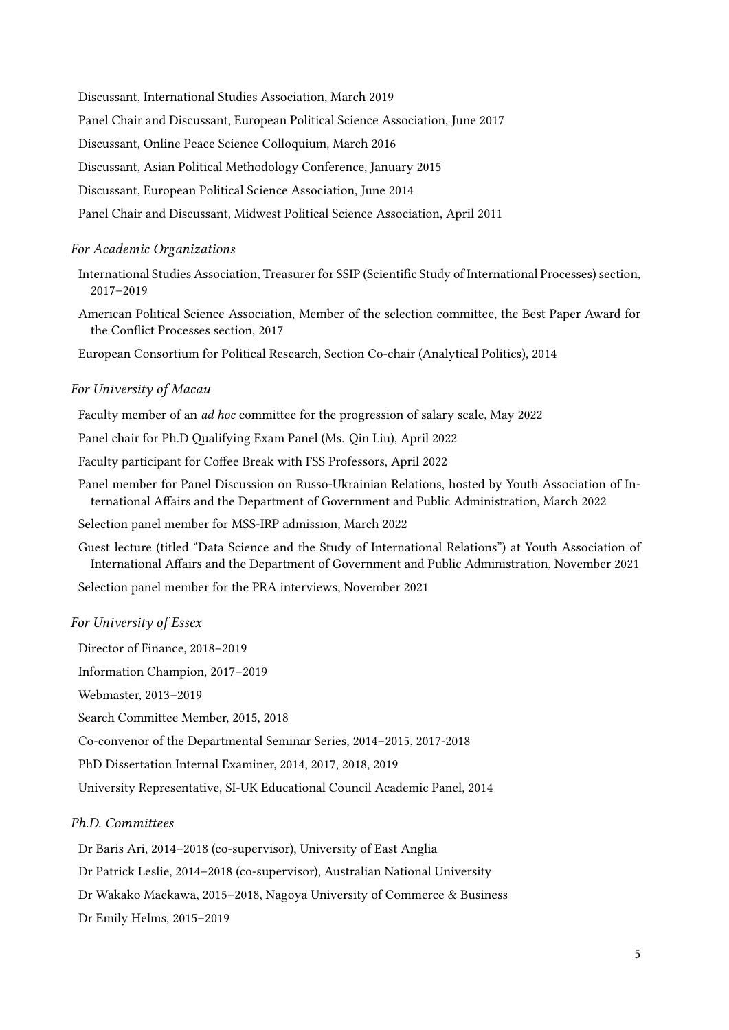Discussant, International Studies Association, March 2019

Panel Chair and Discussant, European Political Science Association, June 2017

Discussant, Online Peace Science Colloquium, March 2016

Discussant, Asian Political Methodology Conference, January 2015

Discussant, European Political Science Association, June 2014

Panel Chair and Discussant, Midwest Political Science Association, April 2011

### *For Academic Organizations*

International Studies Association, Treasurer for SSIP (Scientific Study of International Processes) section, 2017–2019

American Political Science Association, Member of the selection committee, the Best Paper Award for the Conflict Processes section, 2017

European Consortium for Political Research, Section Co-chair (Analytical Politics), 2014

### *For University of Macau*

Faculty member of an *ad hoc* committee for the progression of salary scale, May 2022

Panel chair for Ph.D Qualifying Exam Panel (Ms. Qin Liu), April 2022

Faculty participant for Coffee Break with FSS Professors, April 2022

Panel member for Panel Discussion on Russo-Ukrainian Relations, hosted by Youth Association of International Affairs and the Department of Government and Public Administration, March 2022

Selection panel member for MSS-IRP admission, March 2022

Guest lecture (titled "Data Science and the Study of International Relations") at Youth Association of International Affairs and the Department of Government and Public Administration, November 2021

Selection panel member for the PRA interviews, November 2021

### *For University of Essex*

Director of Finance, 2018–2019

Information Champion, 2017–2019

Webmaster, 2013–2019

Search Committee Member, 2015, 2018

Co-convenor of the Departmental Seminar Series, 2014–2015, 2017-2018

PhD Dissertation Internal Examiner, 2014, 2017, 2018, 2019

University Representative, SI-UK Educational Council Academic Panel, 2014

### *Ph.D. Committees*

Dr Baris Ari, 2014–2018 (co-supervisor), University of East Anglia

Dr Patrick Leslie, 2014–2018 (co-supervisor), Australian National University

Dr Wakako Maekawa, 2015–2018, Nagoya University of Commerce & Business

Dr Emily Helms, 2015–2019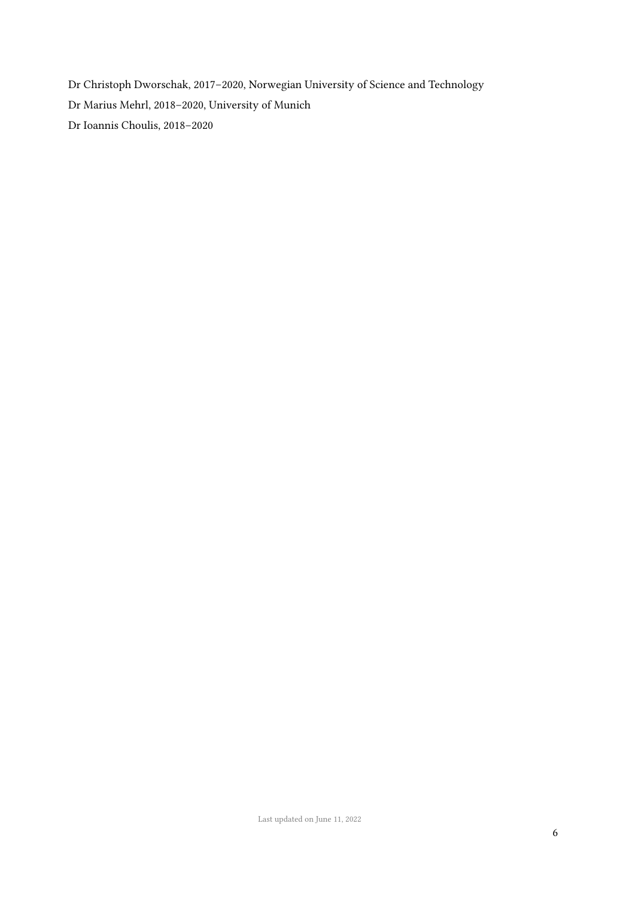Dr Christoph Dworschak, 2017–2020, Norwegian University of Science and Technology

Dr Marius Mehrl, 2018–2020, University of Munich

Dr Ioannis Choulis, 2018–2020

Last updated on June 11, 2022